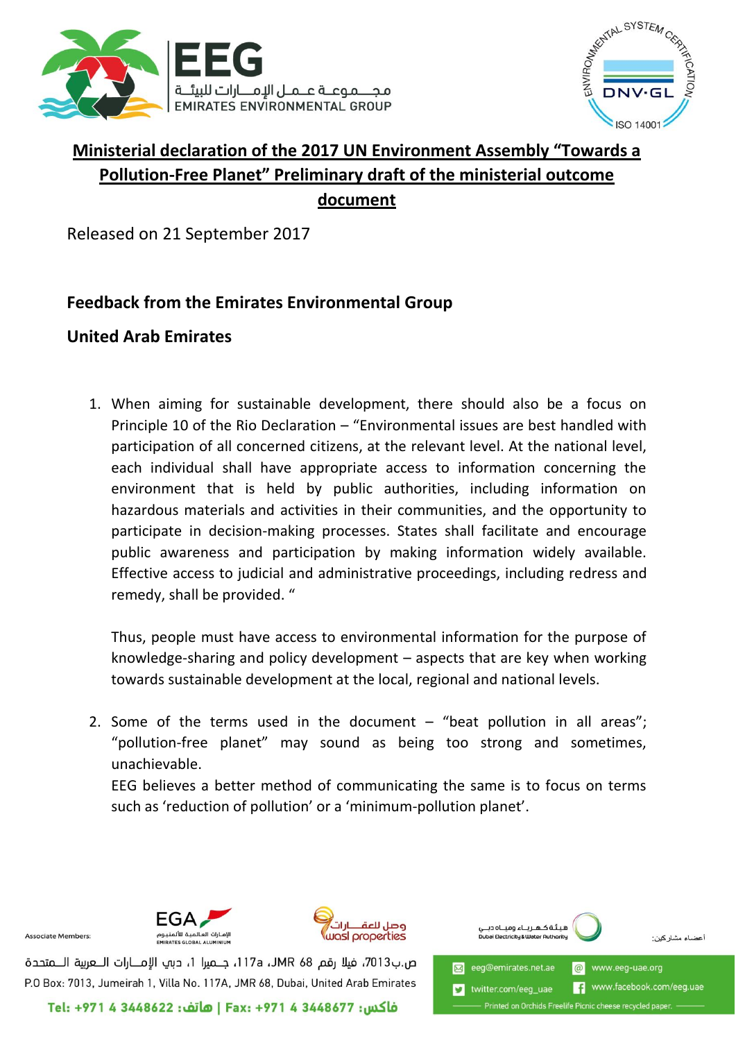# Ministerial declaration of the 2017 UN Environment Assembly "Towards a Pollution-Free Planet" Preliminary draft of the ministerial outcome document

Released on 21 September 2017

## Feedback from the Emirates Environmental Group

## United Arab Emirates

1. When aiming for sustainable development, there should also be a focus on Principle 10 of the Rio Declaration – "Environmental issues are best handled with participation of all concerned citizens, at the relevant level. At the national level, each individual shall have appropriate access to information concerning the environment that is held by public authorities, including information on hazardous materials and activities in their communities, and the opportunity to participate in decision-making processes. States shall facilitate and encourage public awareness and participation by making information widely available. Effective access to judicial and administrative proceedings, including redress and remedy, shall be provided. "

   Thus, people must have access to environmental information for the purpose of knowledge-sharing and policy development – aspects that are key when working towards sustainable development at the local, regional and national levels.

2. Some of the terms used in the document – "beat pollution in all areas"; "pollution-free planet" may sound as being too strong and sometimes, unachievable.
   EEG believes a better method of communicating the same is to focus on terms such as 'reduction of pollution' or a 'minimum-pollution planet'.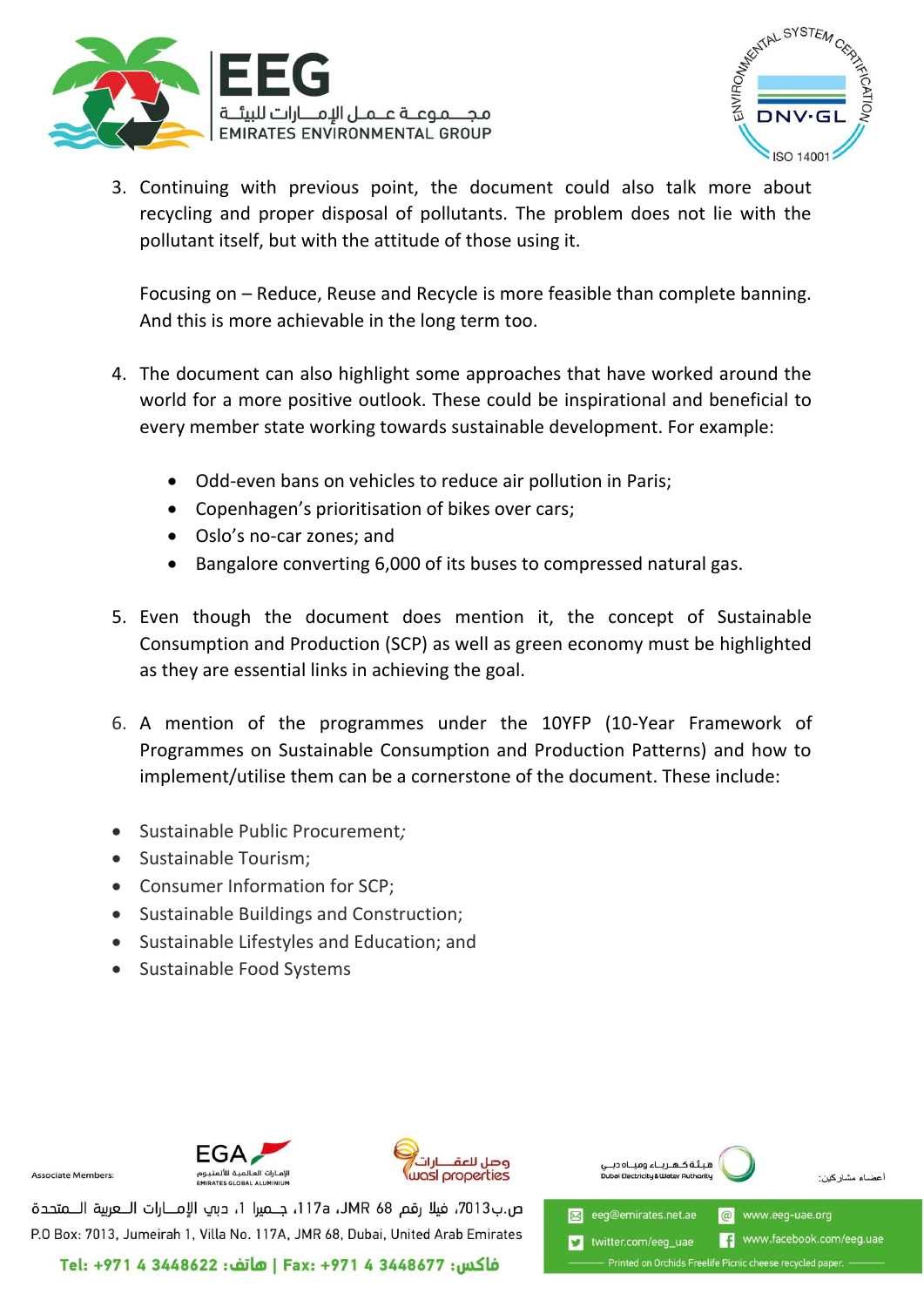3. Continuing with previous point, the document could also talk more about recycling and proper disposal of pollutants. The problem does not lie with the pollutant itself, but with the attitude of those using it.

   Focusing on – Reduce, Reuse and Recycle is more feasible than complete banning. And this is more achievable in the long term too.

4. The document can also highlight some approaches that have worked around the world for a more positive outlook. These could be inspirational and beneficial to every member state working towards sustainable development. For example:

   - Odd-even bans on vehicles to reduce air pollution in Paris;
   - Copenhagen's prioritisation of bikes over cars;
   - Oslo's no-car zones; and
   - Bangalore converting 6,000 of its buses to compressed natural gas.

5. Even though the document does mention it, the concept of Sustainable Consumption and Production (SCP) as well as green economy must be highlighted as they are essential links in achieving the goal.

6. A mention of the programmes under the 10YFP (10-Year Framework of Programmes on Sustainable Consumption and Production Patterns) and how to implement/utilise them can be a cornerstone of the document. These include:

- Sustainable Public Procurement;
- Sustainable Tourism;
- Consumer Information for SCP;
- Sustainable Buildings and Construction;
- Sustainable Lifestyles and Education; and
- Sustainable Food Systems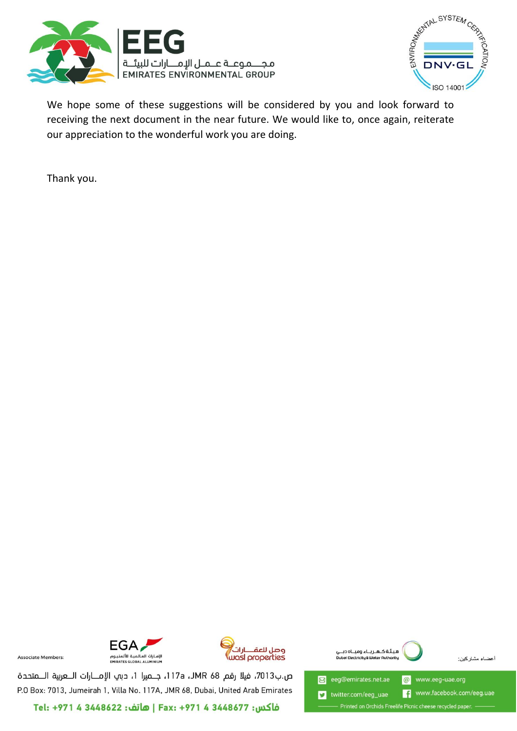We hope some of these suggestions will be considered by you and look forward to receiving the next document in the near future. We would like to, once again, reiterate our appreciation to the wonderful work you are doing.

Thank you.